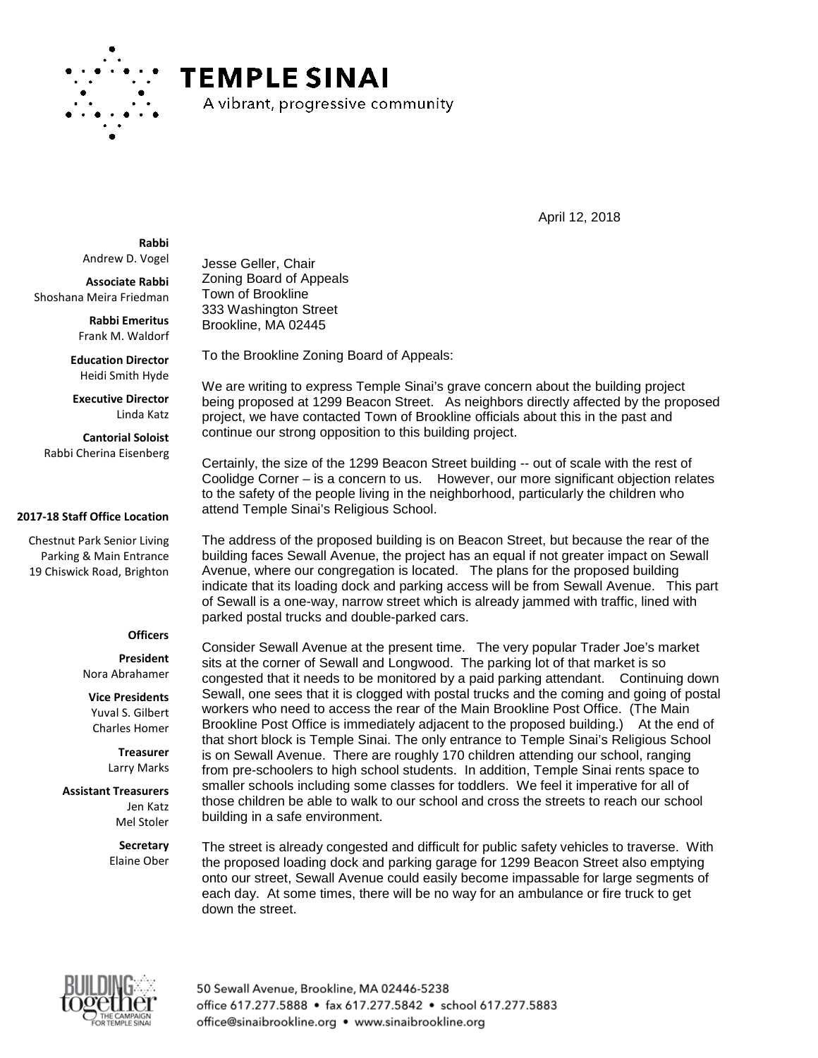# TEMPLE SINAI

A vibrant, progressive community

April 12, 2018

**Rabbi**
Andrew D. Vogel

**Associate Rabbi**
Shoshana Meira Friedman

**Rabbi Emeritus**
Frank M. Waldorf

**Education Director**
Heidi Smith Hyde

**Executive Director**
Linda Katz

**Cantorial Soloist**
Rabbi Cherina Eisenberg

**2017-18 Staff Office Location**

Chestnut Park Senior Living
Parking & Main Entrance
19 Chiswick Road, Brighton

**Officers**

**President**
Nora Abrahamer

**Vice Presidents**
Yuval S. Gilbert
Charles Homer

**Treasurer**
Larry Marks

**Assistant Treasurers**
Jen Katz
Mel Stoler

**Secretary**
Elaine Ober

Jesse Geller, Chair
Zoning Board of Appeals
Town of Brookline
333 Washington Street
Brookline, MA 02445

To the Brookline Zoning Board of Appeals:

We are writing to express Temple Sinai's grave concern about the building project being proposed at 1299 Beacon Street. As neighbors directly affected by the proposed project, we have contacted Town of Brookline officials about this in the past and continue our strong opposition to this building project.

Certainly, the size of the 1299 Beacon Street building -- out of scale with the rest of Coolidge Corner – is a concern to us. However, our more significant objection relates to the safety of the people living in the neighborhood, particularly the children who attend Temple Sinai's Religious School.

The address of the proposed building is on Beacon Street, but because the rear of the building faces Sewall Avenue, the project has an equal if not greater impact on Sewall Avenue, where our congregation is located. The plans for the proposed building indicate that its loading dock and parking access will be from Sewall Avenue. This part of Sewall is a one-way, narrow street which is already jammed with traffic, lined with parked postal trucks and double-parked cars.

Consider Sewall Avenue at the present time. The very popular Trader Joe's market sits at the corner of Sewall and Longwood. The parking lot of that market is so congested that it needs to be monitored by a paid parking attendant. Continuing down Sewall, one sees that it is clogged with postal trucks and the coming and going of postal workers who need to access the rear of the Main Brookline Post Office. (The Main Brookline Post Office is immediately adjacent to the proposed building.) At the end of that short block is Temple Sinai. The only entrance to Temple Sinai's Religious School is on Sewall Avenue. There are roughly 170 children attending our school, ranging from pre-schoolers to high school students. In addition, Temple Sinai rents space to smaller schools including some classes for toddlers. We feel it imperative for all of those children be able to walk to our school and cross the streets to reach our school building in a safe environment.

The street is already congested and difficult for public safety vehicles to traverse. With the proposed loading dock and parking garage for 1299 Beacon Street also emptying onto our street, Sewall Avenue could easily become impassable for large segments of each day. At some times, there will be no way for an ambulance or fire truck to get down the street.

BUILDING together
THE CAMPAIGN FOR TEMPLE SINAI

50 Sewall Avenue, Brookline, MA 02446-5238
office 617.277.5888 • fax 617.277.5842 • school 617.277.5883
office@sinaibrookline.org • www.sinaibrookline.org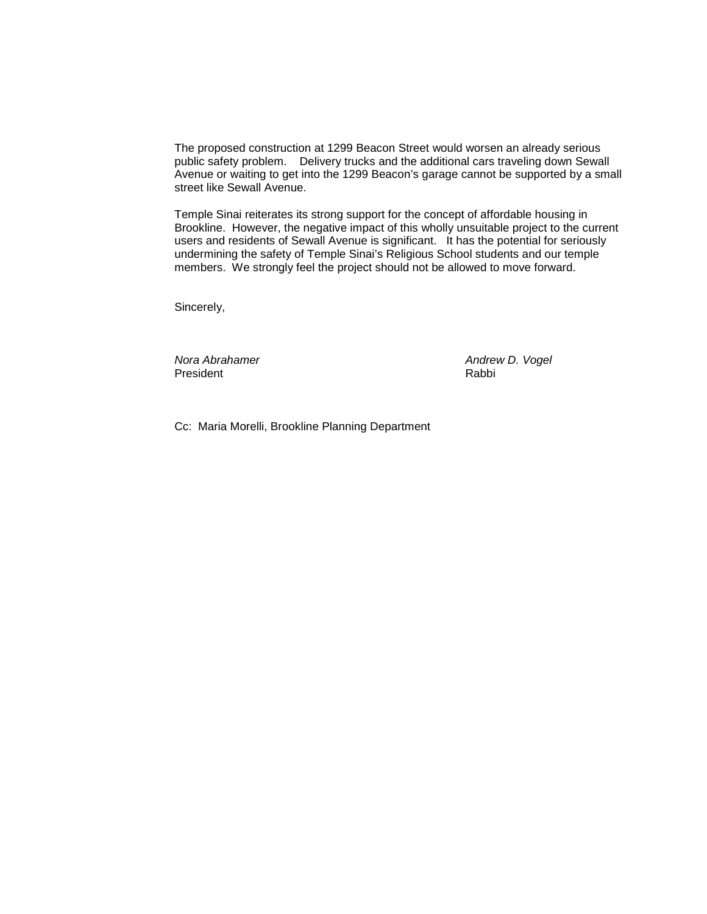The proposed construction at 1299 Beacon Street would worsen an already serious public safety problem. Delivery trucks and the additional cars traveling down Sewall Avenue or waiting to get into the 1299 Beacon's garage cannot be supported by a small street like Sewall Avenue.

Temple Sinai reiterates its strong support for the concept of affordable housing in Brookline. However, the negative impact of this wholly unsuitable project to the current users and residents of Sewall Avenue is significant. It has the potential for seriously undermining the safety of Temple Sinai's Religious School students and our temple members. We strongly feel the project should not be allowed to move forward.

Sincerely,

*Nora Abrahamer*
President

*Andrew D. Vogel*
Rabbi

Cc: Maria Morelli, Brookline Planning Department